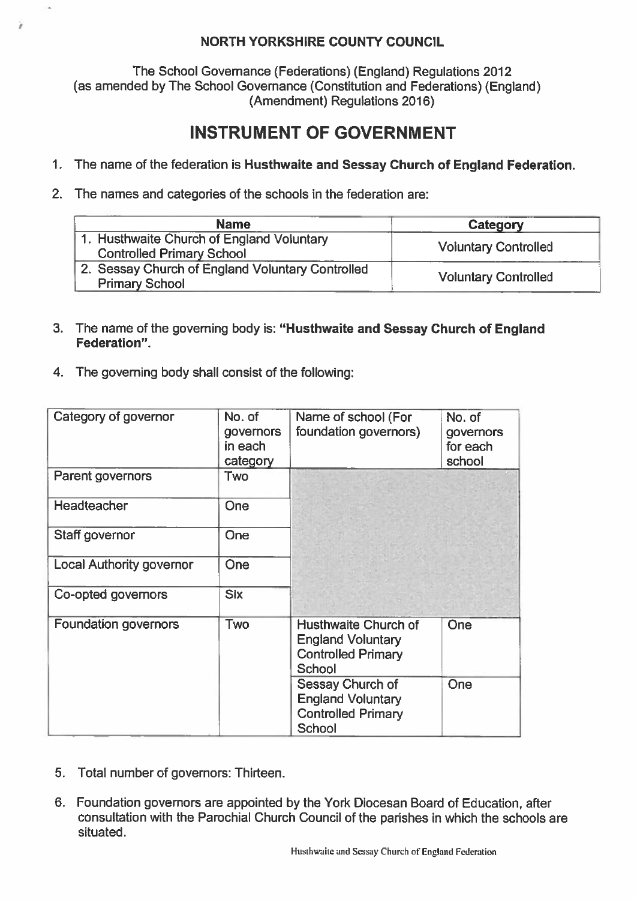**NORTH YORKSHIRE COUNTY COUNCIL**

The School Governance (Federations) (England) Regulations 2012
(as amended by The School Governance (Constitution and Federations) (England) (Amendment) Regulations 2016)

# INSTRUMENT OF GOVERNMENT

1. The name of the federation is **Husthwaite and Sessay Church of England Federation.**

2. The names and categories of the schools in the federation are:

| Name | Category |
|---|---|
| 1. Husthwaite Church of England Voluntary Controlled Primary School | Voluntary Controlled |
| 2. Sessay Church of England Voluntary Controlled Primary School | Voluntary Controlled |

3. The name of the governing body is: **"Husthwaite and Sessay Church of England Federation".**

4. The governing body shall consist of the following:

| Category of governor | No. of governors in each category | Name of school (For foundation governors) | No. of governors for each school |
|---|---|---|---|
| Parent governors | Two | | |
| Headteacher | One | | |
| Staff governor | One | | |
| Local Authority governor | One | | |
| Co-opted governors | Six | | |
| Foundation governors | Two | Husthwaite Church of England Voluntary Controlled Primary School | One |
| | | Sessay Church of England Voluntary Controlled Primary School | One |

5. Total number of governors: Thirteen.

6. Foundation governors are appointed by the York Diocesan Board of Education, after consultation with the Parochial Church Council of the parishes in which the schools are situated.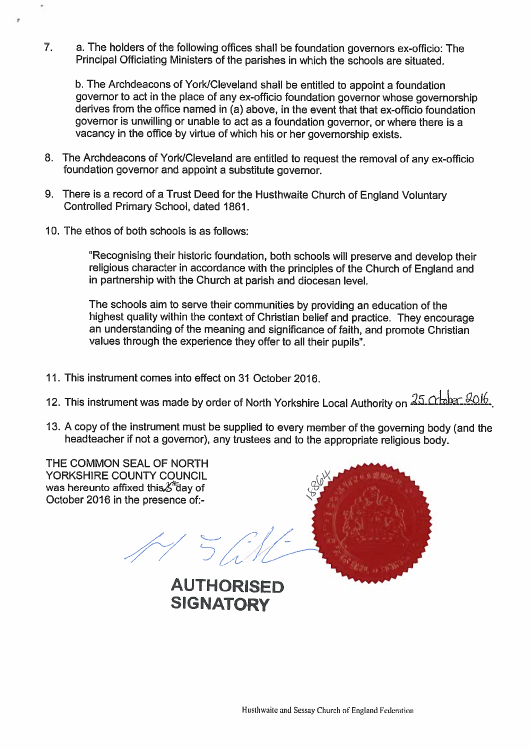7. a. The holders of the following offices shall be foundation governors ex-officio: The Principal Officiating Ministers of the parishes in which the schools are situated.

   b. The Archdeacons of York/Cleveland shall be entitled to appoint a foundation governor to act in the place of any ex-officio foundation governor whose governorship derives from the office named in (a) above, in the event that that ex-officio foundation governor is unwilling or unable to act as a foundation governor, or where there is a vacancy in the office by virtue of which his or her governorship exists.

8. The Archdeacons of York/Cleveland are entitled to request the removal of any ex-officio foundation governor and appoint a substitute governor.

9. There is a record of a Trust Deed for the Husthwaite Church of England Voluntary Controlled Primary School, dated 1861.

10. The ethos of both schools is as follows:

    "Recognising their historic foundation, both schools will preserve and develop their religious character in accordance with the principles of the Church of England and in partnership with the Church at parish and diocesan level.

    The schools aim to serve their communities by providing an education of the highest quality within the context of Christian belief and practice. They encourage an understanding of the meaning and significance of faith, and promote Christian values through the experience they offer to all their pupils".

11. This instrument comes into effect on 31 October 2016.

12. This instrument was made by order of North Yorkshire Local Authority on 25 October 2016.

13. A copy of the instrument must be supplied to every member of the governing body (and the headteacher if not a governor), any trustees and to the appropriate religious body.

THE COMMON SEAL OF NORTH YORKSHIRE COUNTY COUNCIL was hereunto affixed this 25th day of October 2016 in the presence of:-

18864

**AUTHORISED SIGNATORY**

Husthwaite and Sessay Church of England Federation